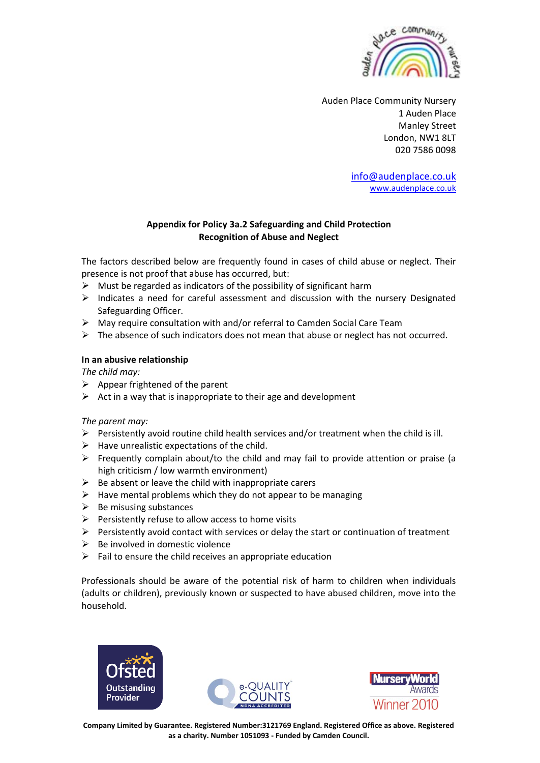Auden Place Community Nursery
1 Auden Place
Manley Street
London, NW1 8LT
020 7586 0098

info@audenplace.co.uk
www.audenplace.co.uk

**Appendix for Policy 3a.2 Safeguarding and Child Protection**
**Recognition of Abuse and Neglect**

The factors described below are frequently found in cases of child abuse or neglect. Their presence is not proof that abuse has occurred, but:

- Must be regarded as indicators of the possibility of significant harm
- Indicates a need for careful assessment and discussion with the nursery Designated Safeguarding Officer.
- May require consultation with and/or referral to Camden Social Care Team
- The absence of such indicators does not mean that abuse or neglect has not occurred.

**In an abusive relationship**

*The child may:*

- Appear frightened of the parent
- Act in a way that is inappropriate to their age and development

*The parent may:*

- Persistently avoid routine child health services and/or treatment when the child is ill.
- Have unrealistic expectations of the child.
- Frequently complain about/to the child and may fail to provide attention or praise (a high criticism / low warmth environment)
- Be absent or leave the child with inappropriate carers
- Have mental problems which they do not appear to be managing
- Be misusing substances
- Persistently refuse to allow access to home visits
- Persistently avoid contact with services or delay the start or continuation of treatment
- Be involved in domestic violence
- Fail to ensure the child receives an appropriate education

Professionals should be aware of the potential risk of harm to children when individuals (adults or children), previously known or suspected to have abused children, move into the household.

**Company Limited by Guarantee. Registered Number:3121769 England. Registered Office as above. Registered as a charity. Number 1051093 - Funded by Camden Council.**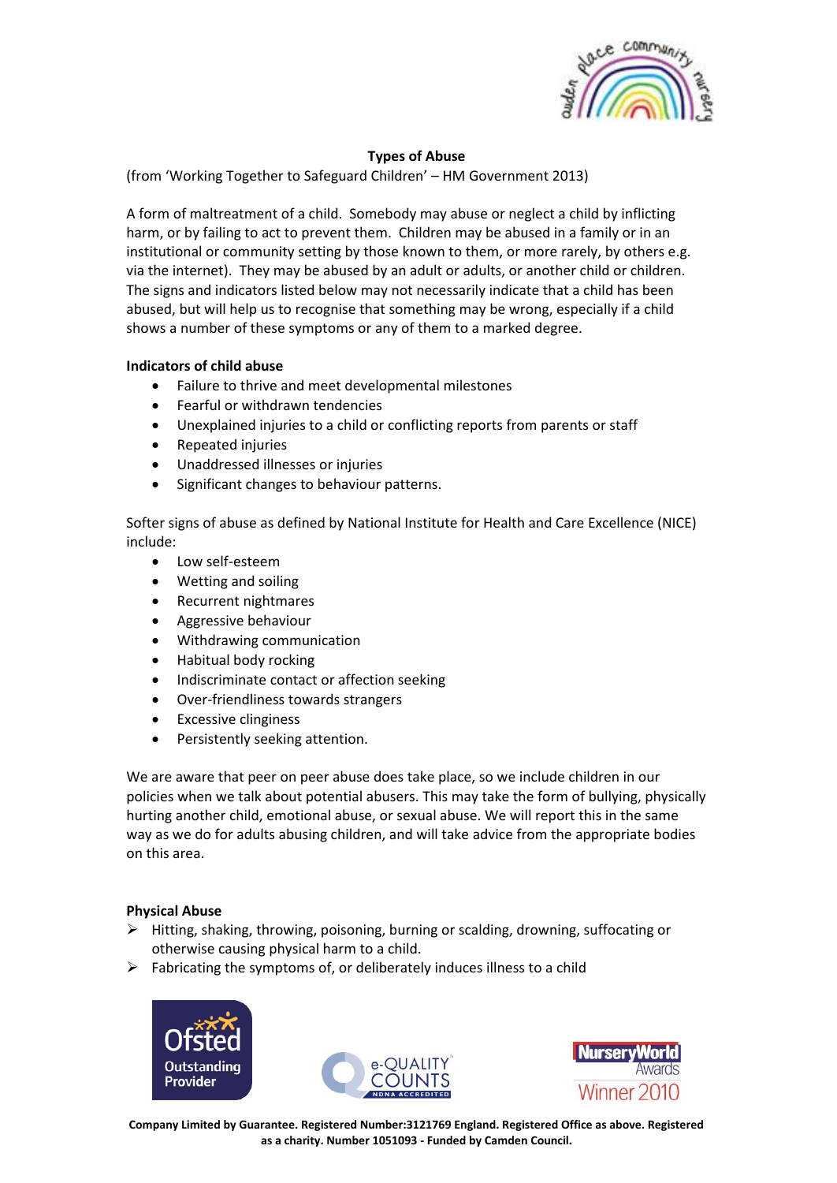## Types of Abuse

(from 'Working Together to Safeguard Children' – HM Government 2013)

A form of maltreatment of a child. Somebody may abuse or neglect a child by inflicting harm, or by failing to act to prevent them. Children may be abused in a family or in an institutional or community setting by those known to them, or more rarely, by others e.g. via the internet). They may be abused by an adult or adults, or another child or children. The signs and indicators listed below may not necessarily indicate that a child has been abused, but will help us to recognise that something may be wrong, especially if a child shows a number of these symptoms or any of them to a marked degree.

**Indicators of child abuse**

- Failure to thrive and meet developmental milestones
- Fearful or withdrawn tendencies
- Unexplained injuries to a child or conflicting reports from parents or staff
- Repeated injuries
- Unaddressed illnesses or injuries
- Significant changes to behaviour patterns.

Softer signs of abuse as defined by National Institute for Health and Care Excellence (NICE) include:

- Low self-esteem
- Wetting and soiling
- Recurrent nightmares
- Aggressive behaviour
- Withdrawing communication
- Habitual body rocking
- Indiscriminate contact or affection seeking
- Over-friendliness towards strangers
- Excessive clinginess
- Persistently seeking attention.

We are aware that peer on peer abuse does take place, so we include children in our policies when we talk about potential abusers. This may take the form of bullying, physically hurting another child, emotional abuse, or sexual abuse. We will report this in the same way as we do for adults abusing children, and will take advice from the appropriate bodies on this area.

**Physical Abuse**

- Hitting, shaking, throwing, poisoning, burning or scalding, drowning, suffocating or otherwise causing physical harm to a child.
- Fabricating the symptoms of, or deliberately induces illness to a child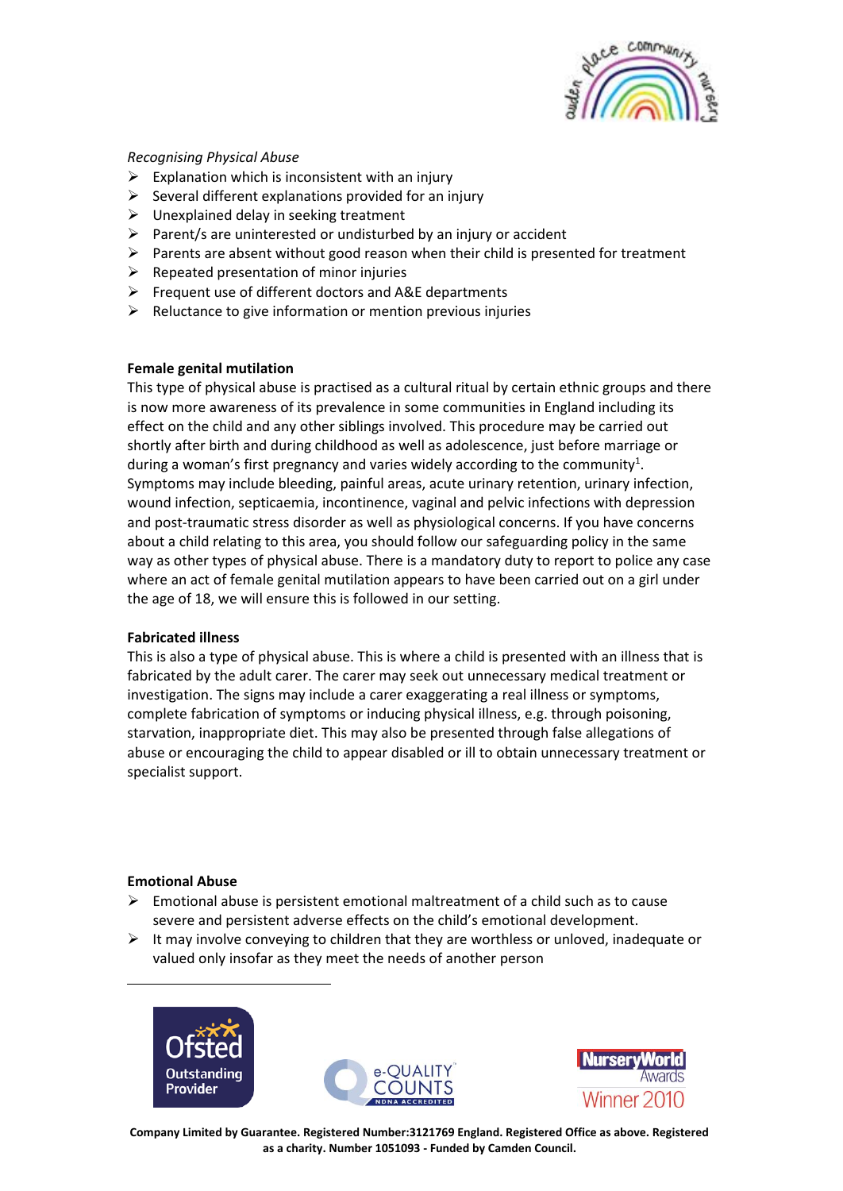*Recognising Physical Abuse*

- Explanation which is inconsistent with an injury
- Several different explanations provided for an injury
- Unexplained delay in seeking treatment
- Parent/s are uninterested or undisturbed by an injury or accident
- Parents are absent without good reason when their child is presented for treatment
- Repeated presentation of minor injuries
- Frequent use of different doctors and A&E departments
- Reluctance to give information or mention previous injuries

**Female genital mutilation**

This type of physical abuse is practised as a cultural ritual by certain ethnic groups and there is now more awareness of its prevalence in some communities in England including its effect on the child and any other siblings involved. This procedure may be carried out shortly after birth and during childhood as well as adolescence, just before marriage or during a woman's first pregnancy and varies widely according to the community[1]. Symptoms may include bleeding, painful areas, acute urinary retention, urinary infection, wound infection, septicaemia, incontinence, vaginal and pelvic infections with depression and post-traumatic stress disorder as well as physiological concerns. If you have concerns about a child relating to this area, you should follow our safeguarding policy in the same way as other types of physical abuse. There is a mandatory duty to report to police any case where an act of female genital mutilation appears to have been carried out on a girl under the age of 18, we will ensure this is followed in our setting.

**Fabricated illness**

This is also a type of physical abuse. This is where a child is presented with an illness that is fabricated by the adult carer. The carer may seek out unnecessary medical treatment or investigation. The signs may include a carer exaggerating a real illness or symptoms, complete fabrication of symptoms or inducing physical illness, e.g. through poisoning, starvation, inappropriate diet. This may also be presented through false allegations of abuse or encouraging the child to appear disabled or ill to obtain unnecessary treatment or specialist support.

**Emotional Abuse**

- Emotional abuse is persistent emotional maltreatment of a child such as to cause severe and persistent adverse effects on the child's emotional development.
- It may involve conveying to children that they are worthless or unloved, inadequate or valued only insofar as they meet the needs of another person

Company Limited by Guarantee. Registered Number:3121769 England. Registered Office as above. Registered as a charity. Number 1051093 - Funded by Camden Council.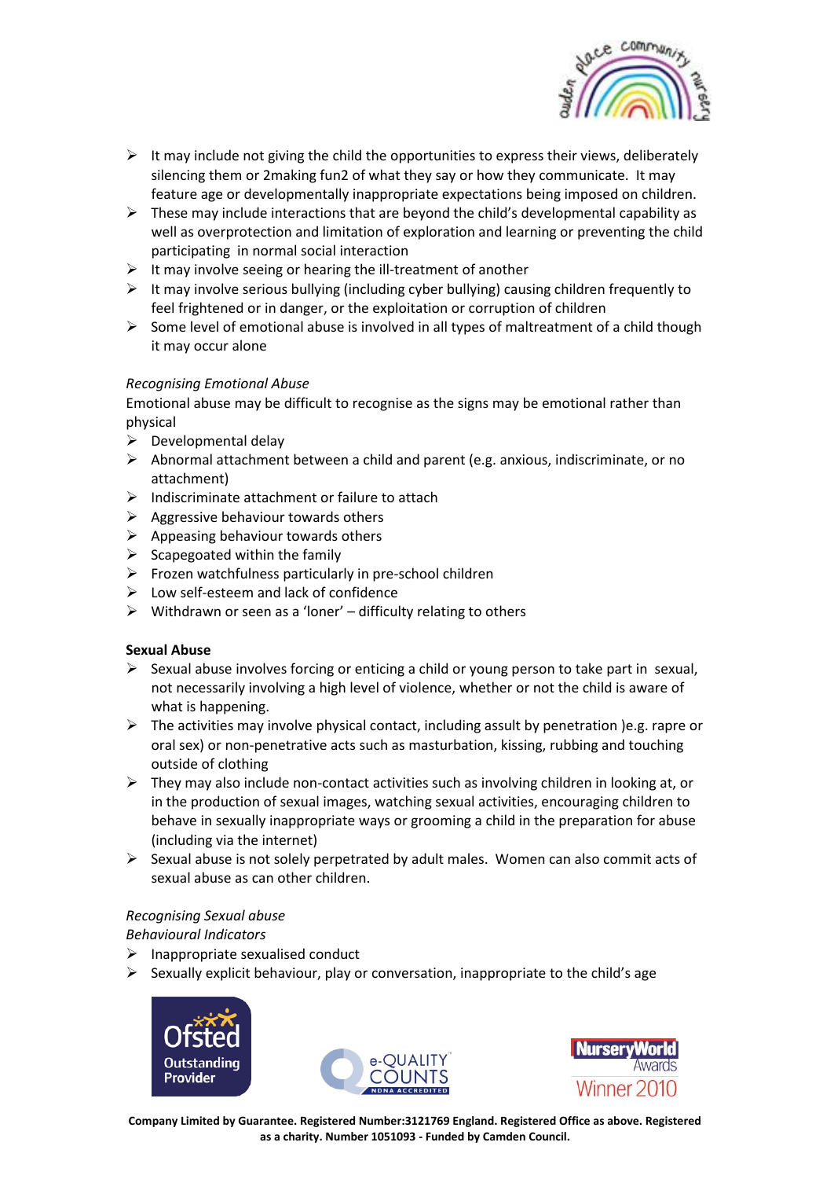- It may include not giving the child the opportunities to express their views, deliberately silencing them or 2making fun2 of what they say or how they communicate. It may feature age or developmentally inappropriate expectations being imposed on children.
- These may include interactions that are beyond the child's developmental capability as well as overprotection and limitation of exploration and learning or preventing the child participating in normal social interaction
- It may involve seeing or hearing the ill-treatment of another
- It may involve serious bullying (including cyber bullying) causing children frequently to feel frightened or in danger, or the exploitation or corruption of children
- Some level of emotional abuse is involved in all types of maltreatment of a child though it may occur alone

*Recognising Emotional Abuse*

Emotional abuse may be difficult to recognise as the signs may be emotional rather than physical

- Developmental delay
- Abnormal attachment between a child and parent (e.g. anxious, indiscriminate, or no attachment)
- Indiscriminate attachment or failure to attach
- Aggressive behaviour towards others
- Appeasing behaviour towards others
- Scapegoated within the family
- Frozen watchfulness particularly in pre-school children
- Low self-esteem and lack of confidence
- Withdrawn or seen as a 'loner' – difficulty relating to others

**Sexual Abuse**

- Sexual abuse involves forcing or enticing a child or young person to take part in sexual, not necessarily involving a high level of violence, whether or not the child is aware of what is happening.
- The activities may involve physical contact, including assult by penetration )e.g. rapre or oral sex) or non-penetrative acts such as masturbation, kissing, rubbing and touching outside of clothing
- They may also include non-contact activities such as involving children in looking at, or in the production of sexual images, watching sexual activities, encouraging children to behave in sexually inappropriate ways or grooming a child in the preparation for abuse (including via the internet)
- Sexual abuse is not solely perpetrated by adult males. Women can also commit acts of sexual abuse as can other children.

*Recognising Sexual abuse*

*Behavioural Indicators*

- Inappropriate sexualised conduct
- Sexually explicit behaviour, play or conversation, inappropriate to the child's age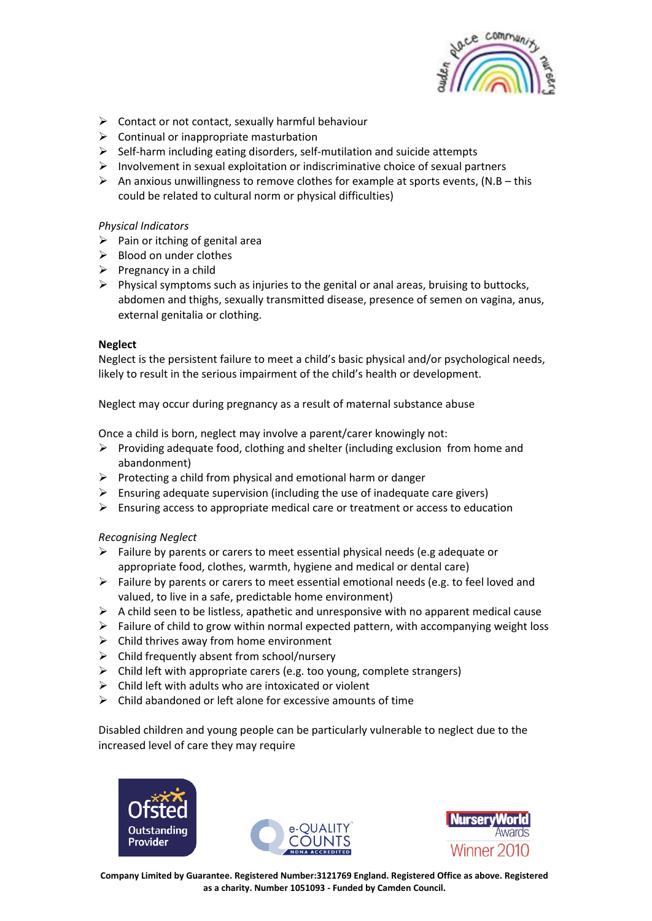- Contact or not contact, sexually harmful behaviour
- Continual or inappropriate masturbation
- Self-harm including eating disorders, self-mutilation and suicide attempts
- Involvement in sexual exploitation or indiscriminative choice of sexual partners
- An anxious unwillingness to remove clothes for example at sports events, (N.B – this could be related to cultural norm or physical difficulties)

*Physical Indicators*

- Pain or itching of genital area
- Blood on under clothes
- Pregnancy in a child
- Physical symptoms such as injuries to the genital or anal areas, bruising to buttocks, abdomen and thighs, sexually transmitted disease, presence of semen on vagina, anus, external genitalia or clothing.

**Neglect**

Neglect is the persistent failure to meet a child's basic physical and/or psychological needs, likely to result in the serious impairment of the child's health or development.

Neglect may occur during pregnancy as a result of maternal substance abuse

Once a child is born, neglect may involve a parent/carer knowingly not:

- Providing adequate food, clothing and shelter (including exclusion from home and abandonment)
- Protecting a child from physical and emotional harm or danger
- Ensuring adequate supervision (including the use of inadequate care givers)
- Ensuring access to appropriate medical care or treatment or access to education

*Recognising Neglect*

- Failure by parents or carers to meet essential physical needs (e.g adequate or appropriate food, clothes, warmth, hygiene and medical or dental care)
- Failure by parents or carers to meet essential emotional needs (e.g. to feel loved and valued, to live in a safe, predictable home environment)
- A child seen to be listless, apathetic and unresponsive with no apparent medical cause
- Failure of child to grow within normal expected pattern, with accompanying weight loss
- Child thrives away from home environment
- Child frequently absent from school/nursery
- Child left with appropriate carers (e.g. too young, complete strangers)
- Child left with adults who are intoxicated or violent
- Child abandoned or left alone for excessive amounts of time

Disabled children and young people can be particularly vulnerable to neglect due to the increased level of care they may require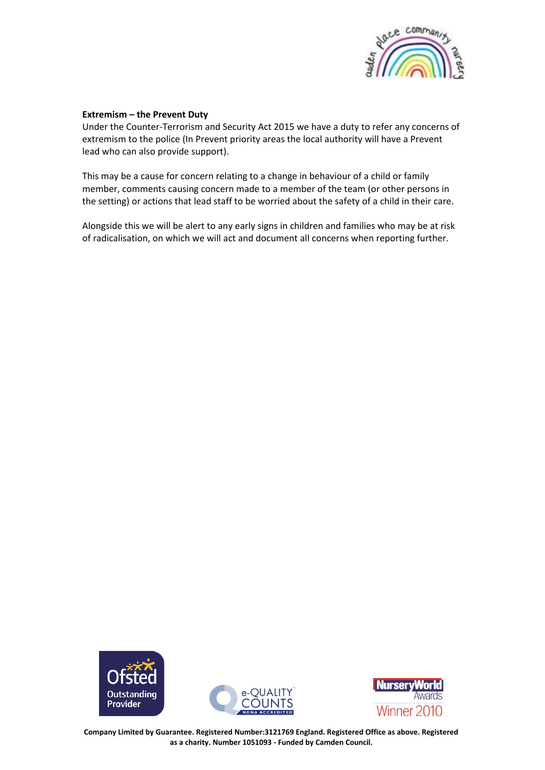**Extremism – the Prevent Duty**

Under the Counter-Terrorism and Security Act 2015 we have a duty to refer any concerns of extremism to the police (In Prevent priority areas the local authority will have a Prevent lead who can also provide support).

This may be a cause for concern relating to a change in behaviour of a child or family member, comments causing concern made to a member of the team (or other persons in the setting) or actions that lead staff to be worried about the safety of a child in their care.

Alongside this we will be alert to any early signs in children and families who may be at risk of radicalisation, on which we will act and document all concerns when reporting further.